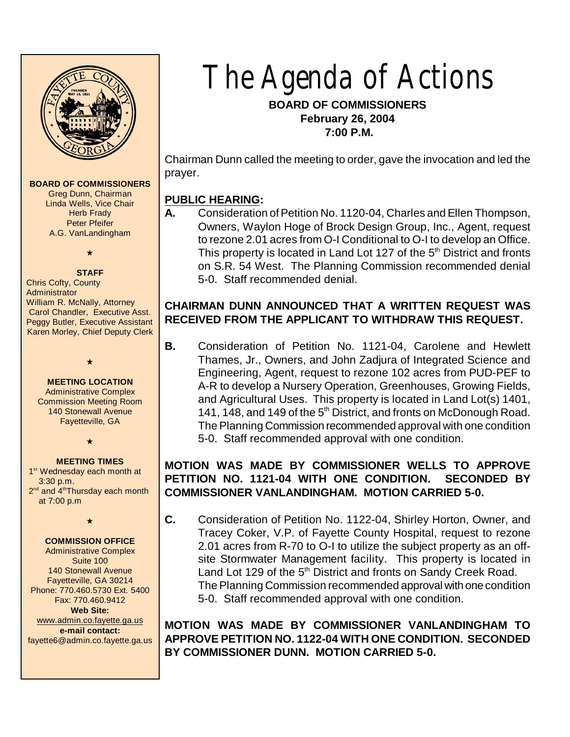# The Agenda of Actions

**BOARD OF COMMISSIONERS**
**February 26, 2004**
**7:00 P.M.**

**BOARD OF COMMISSIONERS**
Greg Dunn, Chairman
Linda Wells, Vice Chair
Herb Frady
Peter Pfeifer
A.G. VanLandingham

★

**STAFF**
Chris Cofty, County Administrator
William R. McNally, Attorney
Carol Chandler, Executive Asst.
Peggy Butler, Executive Assistant
Karen Morley, Chief Deputy Clerk

★

**MEETING LOCATION**
Administrative Complex
Commission Meeting Room
140 Stonewall Avenue
Fayetteville, GA

★

**MEETING TIMES**
1st Wednesday each month at 3:30 p.m.
2nd and 4th Thursday each month at 7:00 p.m

★

**COMMISSION OFFICE**
Administrative Complex
Suite 100
140 Stonewall Avenue
Fayetteville, GA 30214
Phone: 770.460.5730 Ext. 5400
Fax: 770.460.9412
**Web Site:**
www.admin.co.fayette.ga.us
**e-mail contact:**
fayette6@admin.co.fayette.ga.us

Chairman Dunn called the meeting to order, gave the invocation and led the prayer.

## PUBLIC HEARING:

**A.** Consideration of Petition No. 1120-04, Charles and Ellen Thompson, Owners, Waylon Hoge of Brock Design Group, Inc., Agent, request to rezone 2.01 acres from O-I Conditional to O-I to develop an Office. This property is located in Land Lot 127 of the 5th District and fronts on S.R. 54 West. The Planning Commission recommended denial 5-0. Staff recommended denial.

**CHAIRMAN DUNN ANNOUNCED THAT A WRITTEN REQUEST WAS RECEIVED FROM THE APPLICANT TO WITHDRAW THIS REQUEST.**

**B.** Consideration of Petition No. 1121-04, Carolene and Hewlett Thames, Jr., Owners, and John Zadjura of Integrated Science and Engineering, Agent, request to rezone 102 acres from PUD-PEF to A-R to develop a Nursery Operation, Greenhouses, Growing Fields, and Agricultural Uses. This property is located in Land Lot(s) 1401, 141, 148, and 149 of the 5th District, and fronts on McDonough Road. The Planning Commission recommended approval with one condition 5-0. Staff recommended approval with one condition.

**MOTION WAS MADE BY COMMISSIONER WELLS TO APPROVE PETITION NO. 1121-04 WITH ONE CONDITION. SECONDED BY COMMISSIONER VANLANDINGHAM. MOTION CARRIED 5-0.**

**C.** Consideration of Petition No. 1122-04, Shirley Horton, Owner, and Tracey Coker, V.P. of Fayette County Hospital, request to rezone 2.01 acres from R-70 to O-I to utilize the subject property as an off-site Stormwater Management facility. This property is located in Land Lot 129 of the 5th District and fronts on Sandy Creek Road. The Planning Commission recommended approval with one condition 5-0. Staff recommended approval with one condition.

**MOTION WAS MADE BY COMMISSIONER VANLANDINGHAM TO APPROVE PETITION NO. 1122-04 WITH ONE CONDITION. SECONDED BY COMMISSIONER DUNN. MOTION CARRIED 5-0.**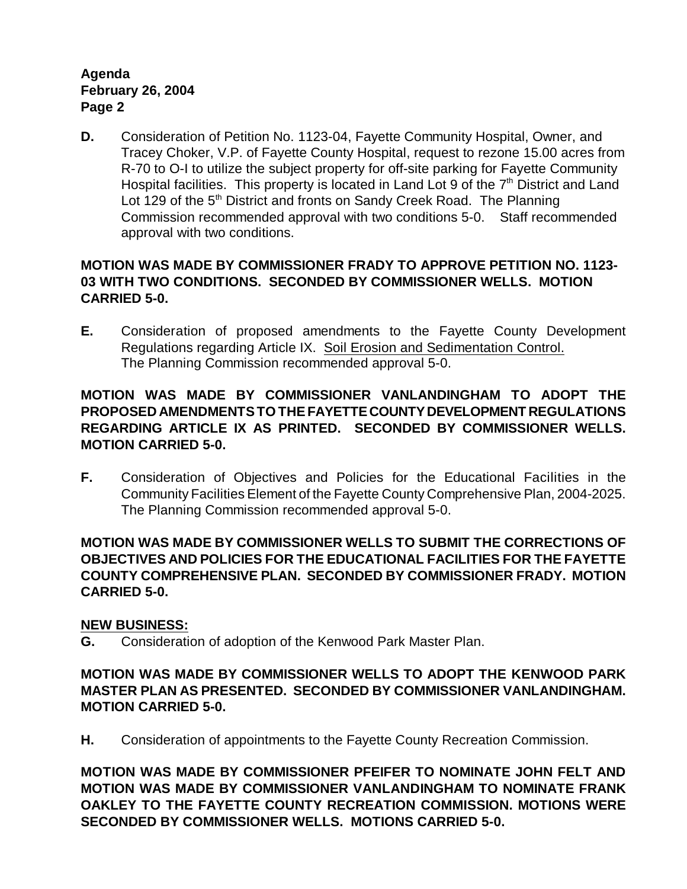**D.** Consideration of Petition No. 1123-04, Fayette Community Hospital, Owner, and Tracey Choker, V.P. of Fayette County Hospital, request to rezone 15.00 acres from R-70 to O-I to utilize the subject property for off-site parking for Fayette Community Hospital facilities. This property is located in Land Lot 9 of the 7th District and Land Lot 129 of the 5th District and fronts on Sandy Creek Road. The Planning Commission recommended approval with two conditions 5-0. Staff recommended approval with two conditions.

**MOTION WAS MADE BY COMMISSIONER FRADY TO APPROVE PETITION NO. 1123-03 WITH TWO CONDITIONS. SECONDED BY COMMISSIONER WELLS. MOTION CARRIED 5-0.**

**E.** Consideration of proposed amendments to the Fayette County Development Regulations regarding Article IX. Soil Erosion and Sedimentation Control. The Planning Commission recommended approval 5-0.

**MOTION WAS MADE BY COMMISSIONER VANLANDINGHAM TO ADOPT THE PROPOSED AMENDMENTS TO THE FAYETTE COUNTY DEVELOPMENT REGULATIONS REGARDING ARTICLE IX AS PRINTED. SECONDED BY COMMISSIONER WELLS. MOTION CARRIED 5-0.**

**F.** Consideration of Objectives and Policies for the Educational Facilities in the Community Facilities Element of the Fayette County Comprehensive Plan, 2004-2025. The Planning Commission recommended approval 5-0.

**MOTION WAS MADE BY COMMISSIONER WELLS TO SUBMIT THE CORRECTIONS OF OBJECTIVES AND POLICIES FOR THE EDUCATIONAL FACILITIES FOR THE FAYETTE COUNTY COMPREHENSIVE PLAN. SECONDED BY COMMISSIONER FRADY. MOTION CARRIED 5-0.**

**NEW BUSINESS:**

**G.** Consideration of adoption of the Kenwood Park Master Plan.

**MOTION WAS MADE BY COMMISSIONER WELLS TO ADOPT THE KENWOOD PARK MASTER PLAN AS PRESENTED. SECONDED BY COMMISSIONER VANLANDINGHAM. MOTION CARRIED 5-0.**

**H.** Consideration of appointments to the Fayette County Recreation Commission.

**MOTION WAS MADE BY COMMISSIONER PFEIFER TO NOMINATE JOHN FELT AND MOTION WAS MADE BY COMMISSIONER VANLANDINGHAM TO NOMINATE FRANK OAKLEY TO THE FAYETTE COUNTY RECREATION COMMISSION. MOTIONS WERE SECONDED BY COMMISSIONER WELLS. MOTIONS CARRIED 5-0.**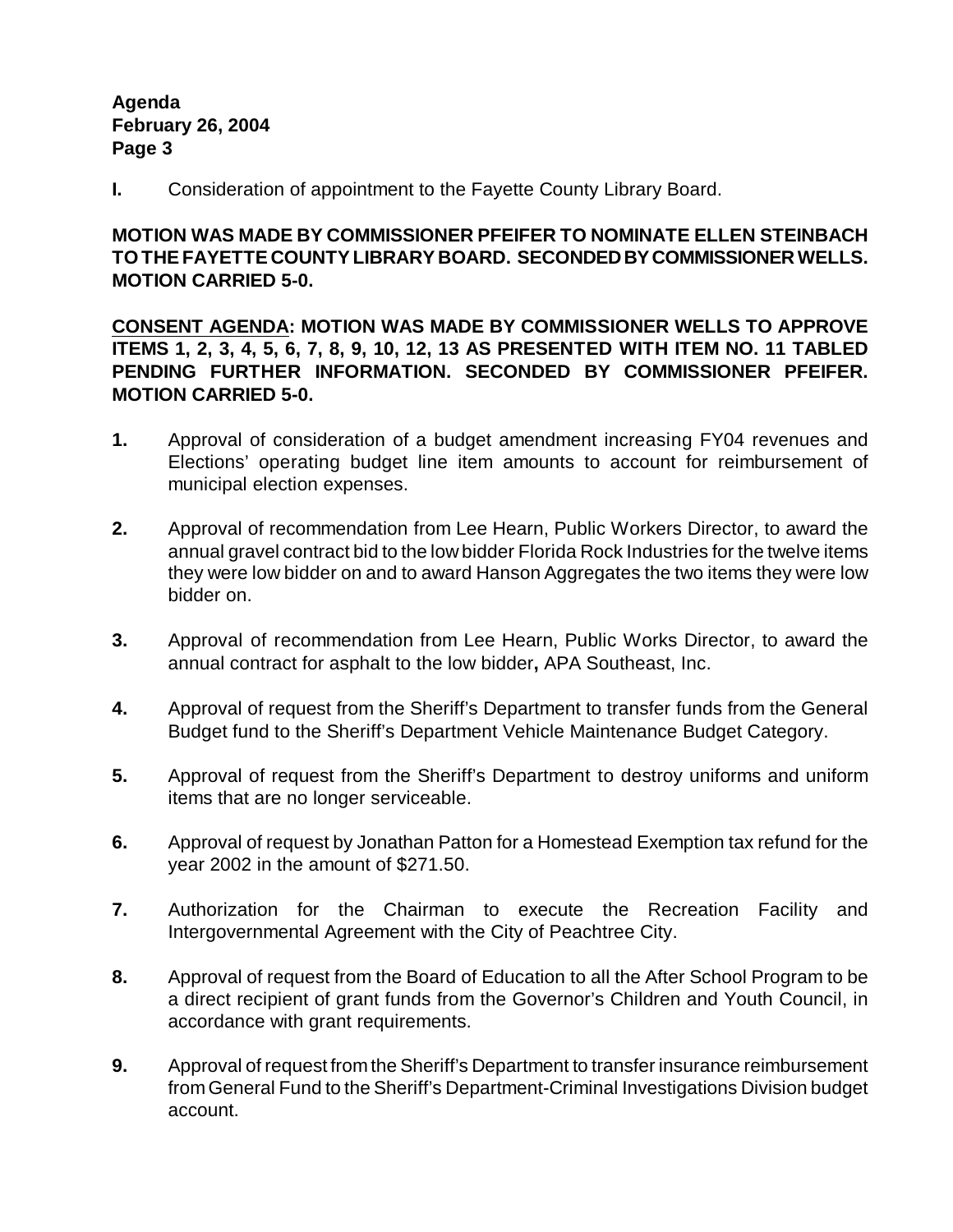**I.** Consideration of appointment to the Fayette County Library Board.

**MOTION WAS MADE BY COMMISSIONER PFEIFER TO NOMINATE ELLEN STEINBACH TO THE FAYETTE COUNTY LIBRARY BOARD. SECONDED BY COMMISSIONER WELLS. MOTION CARRIED 5-0.**

**<u>CONSENT AGENDA</u>: MOTION WAS MADE BY COMMISSIONER WELLS TO APPROVE ITEMS 1, 2, 3, 4, 5, 6, 7, 8, 9, 10, 12, 13 AS PRESENTED WITH ITEM NO. 11 TABLED PENDING FURTHER INFORMATION. SECONDED BY COMMISSIONER PFEIFER. MOTION CARRIED 5-0.**

**1.** Approval of consideration of a budget amendment increasing FY04 revenues and Elections' operating budget line item amounts to account for reimbursement of municipal election expenses.

**2.** Approval of recommendation from Lee Hearn, Public Workers Director, to award the annual gravel contract bid to the low bidder Florida Rock Industries for the twelve items they were low bidder on and to award Hanson Aggregates the two items they were low bidder on.

**3.** Approval of recommendation from Lee Hearn, Public Works Director, to award the annual contract for asphalt to the low bidder**,** APA Southeast, Inc.

**4.** Approval of request from the Sheriff's Department to transfer funds from the General Budget fund to the Sheriff's Department Vehicle Maintenance Budget Category.

**5.** Approval of request from the Sheriff's Department to destroy uniforms and uniform items that are no longer serviceable.

**6.** Approval of request by Jonathan Patton for a Homestead Exemption tax refund for the year 2002 in the amount of $271.50.

**7.** Authorization for the Chairman to execute the Recreation Facility and Intergovernmental Agreement with the City of Peachtree City.

**8.** Approval of request from the Board of Education to all the After School Program to be a direct recipient of grant funds from the Governor's Children and Youth Council, in accordance with grant requirements.

**9.** Approval of request from the Sheriff's Department to transfer insurance reimbursement from General Fund to the Sheriff's Department-Criminal Investigations Division budget account.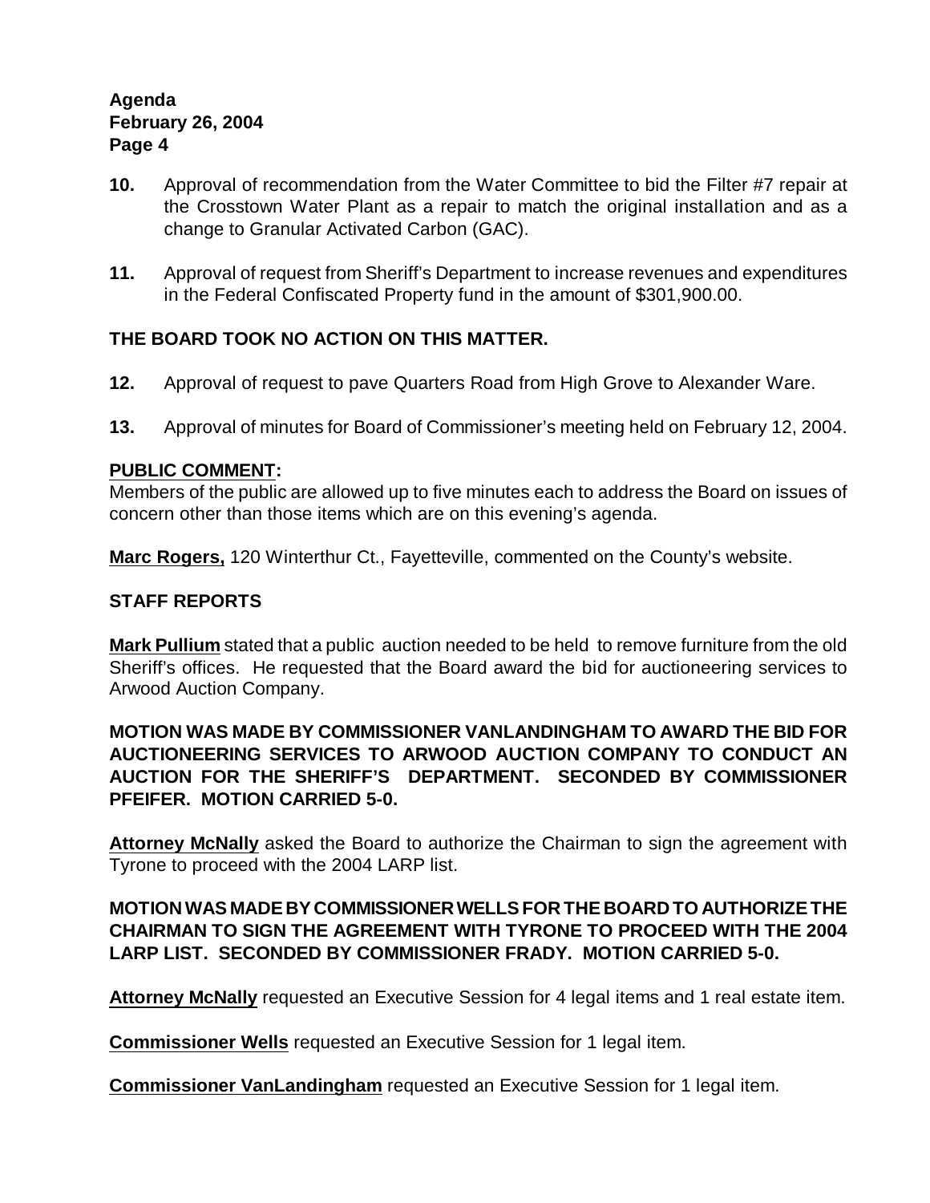**10.** Approval of recommendation from the Water Committee to bid the Filter #7 repair at the Crosstown Water Plant as a repair to match the original installation and as a change to Granular Activated Carbon (GAC).

**11.** Approval of request from Sheriff's Department to increase revenues and expenditures in the Federal Confiscated Property fund in the amount of $301,900.00.

**THE BOARD TOOK NO ACTION ON THIS MATTER.**

**12.** Approval of request to pave Quarters Road from High Grove to Alexander Ware.

**13.** Approval of minutes for Board of Commissioner's meeting held on February 12, 2004.

**PUBLIC COMMENT:**

Members of the public are allowed up to five minutes each to address the Board on issues of concern other than those items which are on this evening's agenda.

**Marc Rogers,** 120 Winterthur Ct., Fayetteville, commented on the County's website.

**STAFF REPORTS**

**Mark Pullium** stated that a public auction needed to be held to remove furniture from the old Sheriff's offices. He requested that the Board award the bid for auctioneering services to Arwood Auction Company.

**MOTION WAS MADE BY COMMISSIONER VANLANDINGHAM TO AWARD THE BID FOR AUCTIONEERING SERVICES TO ARWOOD AUCTION COMPANY TO CONDUCT AN AUCTION FOR THE SHERIFF'S DEPARTMENT. SECONDED BY COMMISSIONER PFEIFER. MOTION CARRIED 5-0.**

**Attorney McNally** asked the Board to authorize the Chairman to sign the agreement with Tyrone to proceed with the 2004 LARP list.

**MOTION WAS MADE BY COMMISSIONER WELLS FOR THE BOARD TO AUTHORIZE THE CHAIRMAN TO SIGN THE AGREEMENT WITH TYRONE TO PROCEED WITH THE 2004 LARP LIST. SECONDED BY COMMISSIONER FRADY. MOTION CARRIED 5-0.**

**Attorney McNally** requested an Executive Session for 4 legal items and 1 real estate item.

**Commissioner Wells** requested an Executive Session for 1 legal item.

**Commissioner VanLandingham** requested an Executive Session for 1 legal item.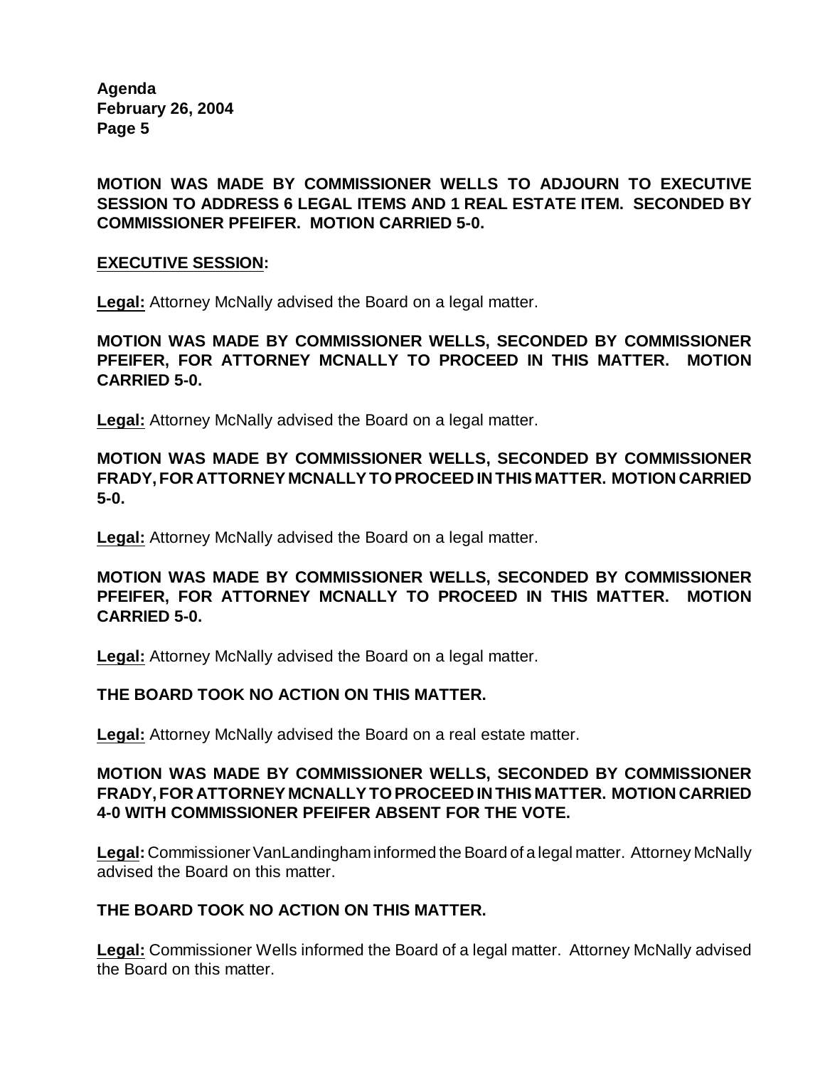**MOTION WAS MADE BY COMMISSIONER WELLS TO ADJOURN TO EXECUTIVE SESSION TO ADDRESS 6 LEGAL ITEMS AND 1 REAL ESTATE ITEM. SECONDED BY COMMISSIONER PFEIFER. MOTION CARRIED 5-0.**

**EXECUTIVE SESSION:**

**Legal:** Attorney McNally advised the Board on a legal matter.

**MOTION WAS MADE BY COMMISSIONER WELLS, SECONDED BY COMMISSIONER PFEIFER, FOR ATTORNEY MCNALLY TO PROCEED IN THIS MATTER. MOTION CARRIED 5-0.**

**Legal:** Attorney McNally advised the Board on a legal matter.

**MOTION WAS MADE BY COMMISSIONER WELLS, SECONDED BY COMMISSIONER FRADY, FOR ATTORNEY MCNALLY TO PROCEED IN THIS MATTER. MOTION CARRIED 5-0.**

**Legal:** Attorney McNally advised the Board on a legal matter.

**MOTION WAS MADE BY COMMISSIONER WELLS, SECONDED BY COMMISSIONER PFEIFER, FOR ATTORNEY MCNALLY TO PROCEED IN THIS MATTER. MOTION CARRIED 5-0.**

**Legal:** Attorney McNally advised the Board on a legal matter.

**THE BOARD TOOK NO ACTION ON THIS MATTER.**

**Legal:** Attorney McNally advised the Board on a real estate matter.

**MOTION WAS MADE BY COMMISSIONER WELLS, SECONDED BY COMMISSIONER FRADY, FOR ATTORNEY MCNALLY TO PROCEED IN THIS MATTER. MOTION CARRIED 4-0 WITH COMMISSIONER PFEIFER ABSENT FOR THE VOTE.**

**Legal:** Commissioner VanLandingham informed the Board of a legal matter. Attorney McNally advised the Board on this matter.

**THE BOARD TOOK NO ACTION ON THIS MATTER.**

**Legal:** Commissioner Wells informed the Board of a legal matter. Attorney McNally advised the Board on this matter.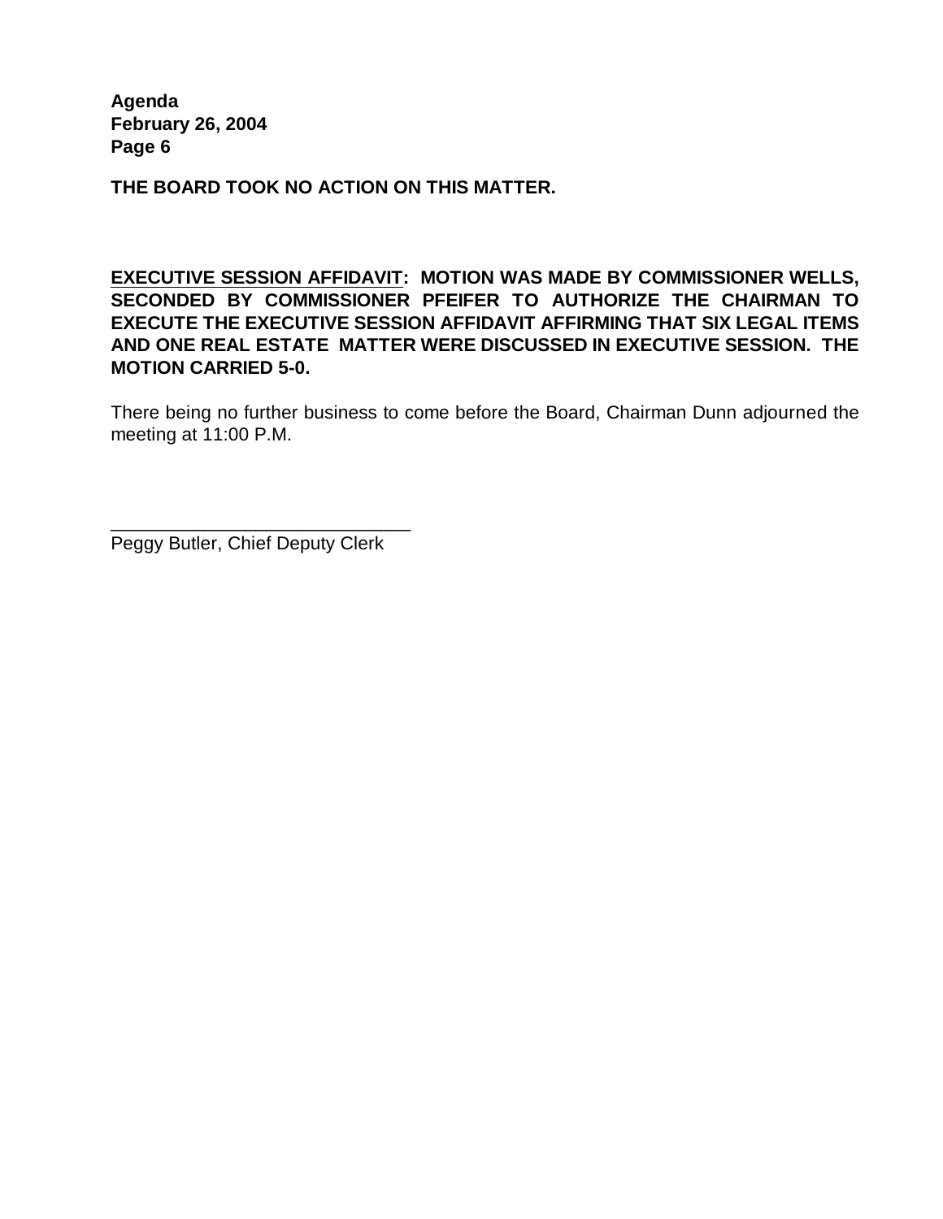**THE BOARD TOOK NO ACTION ON THIS MATTER.**

**<u>EXECUTIVE SESSION AFFIDAVIT</u>: MOTION WAS MADE BY COMMISSIONER WELLS, SECONDED BY COMMISSIONER PFEIFER TO AUTHORIZE THE CHAIRMAN TO EXECUTE THE EXECUTIVE SESSION AFFIDAVIT AFFIRMING THAT SIX LEGAL ITEMS AND ONE REAL ESTATE MATTER WERE DISCUSSED IN EXECUTIVE SESSION. THE MOTION CARRIED 5-0.**

There being no further business to come before the Board, Chairman Dunn adjourned the meeting at 11:00 P.M.

\_\_\_\_\_\_\_\_\_\_\_\_\_\_\_\_\_\_\_\_\_\_\_\_\_\_\_\_\_\_
Peggy Butler, Chief Deputy Clerk